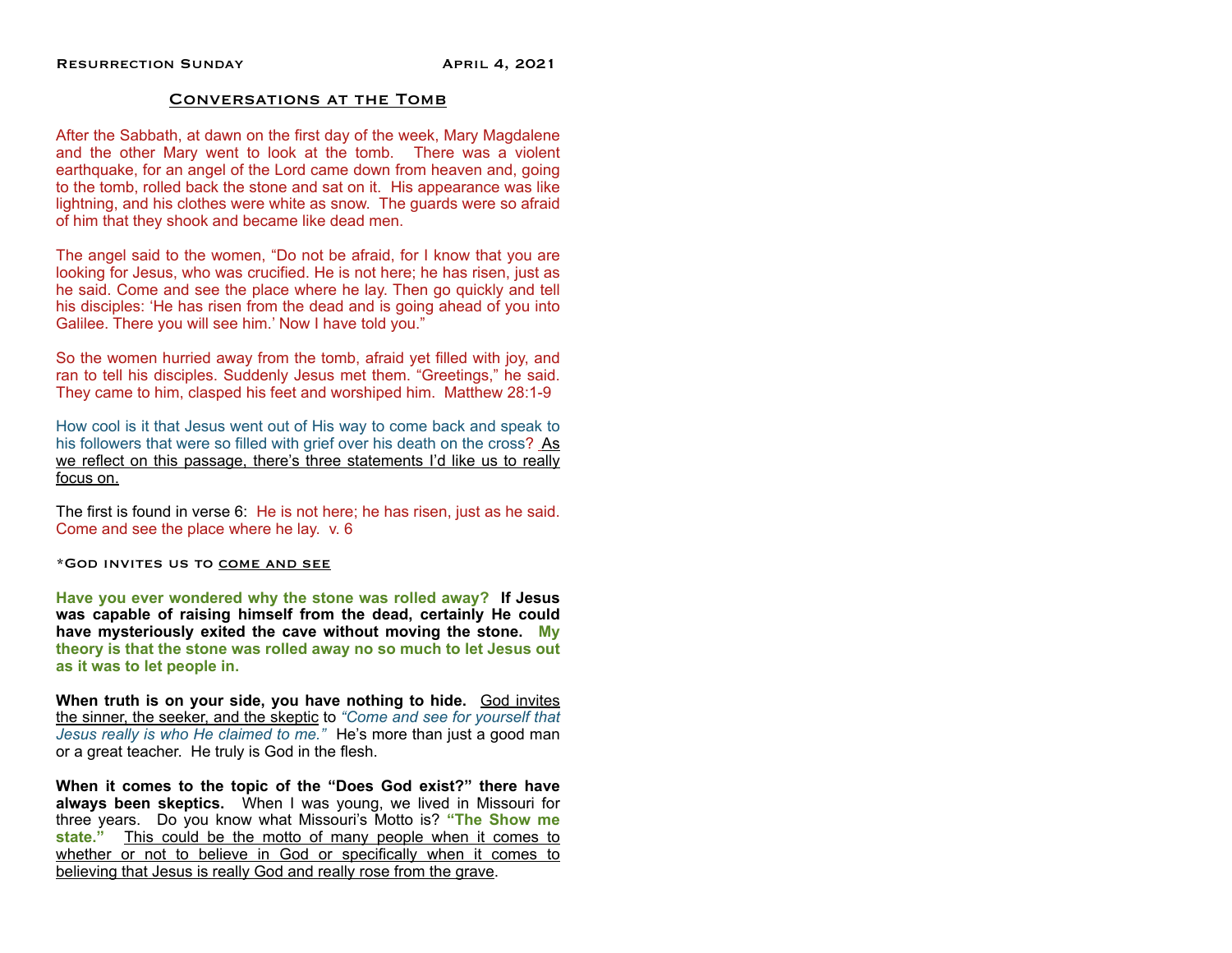Resurrection Sunday April 4, 2021

# Conversations at the Tomb

After the Sabbath, at dawn on the first day of the week, Mary Magdalene and the other Mary went to look at the tomb. There was a violent earthquake, for an angel of the Lord came down from heaven and, going to the tomb, rolled back the stone and sat on it. His appearance was like lightning, and his clothes were white as snow. The guards were so afraid of him that they shook and became like dead men.

The angel said to the women, "Do not be afraid, for I know that you are looking for Jesus, who was crucified. He is not here; he has risen, just as he said. Come and see the place where he lay. Then go quickly and tell his disciples: 'He has risen from the dead and is going ahead of you into Galilee. There you will see him.' Now I have told you."

So the women hurried away from the tomb, afraid yet filled with joy, and ran to tell his disciples. Suddenly Jesus met them. "Greetings," he said. They came to him, clasped his feet and worshiped him. Matthew 28:1-9

How cool is it that Jesus went out of His way to come back and speak to his followers that were so filled with grief over his death on the cross? As we reflect on this passage, there's three statements I'd like us to really focus on.

The first is found in verse 6: He is not here; he has risen, just as he said. Come and see the place where he lay. v. 6

*God invites us to come and see

**Have you ever wondered why the stone was rolled away? If Jesus was capable of raising himself from the dead, certainly He could have mysteriously exited the cave without moving the stone. My theory is that the stone was rolled away no so much to let Jesus out as it was to let people in.**

**When truth is on your side, you have nothing to hide.** God invites the sinner, the seeker, and the skeptic to *"Come and see for yourself that Jesus really is who He claimed to me."* He's more than just a good man or a great teacher. He truly is God in the flesh.

**When it comes to the topic of the "Does God exist?" there have always been skeptics.** When I was young, we lived in Missouri for three years. Do you know what Missouri's Motto is? **"The Show me state."** This could be the motto of many people when it comes to whether or not to believe in God or specifically when it comes to believing that Jesus is really God and really rose from the grave.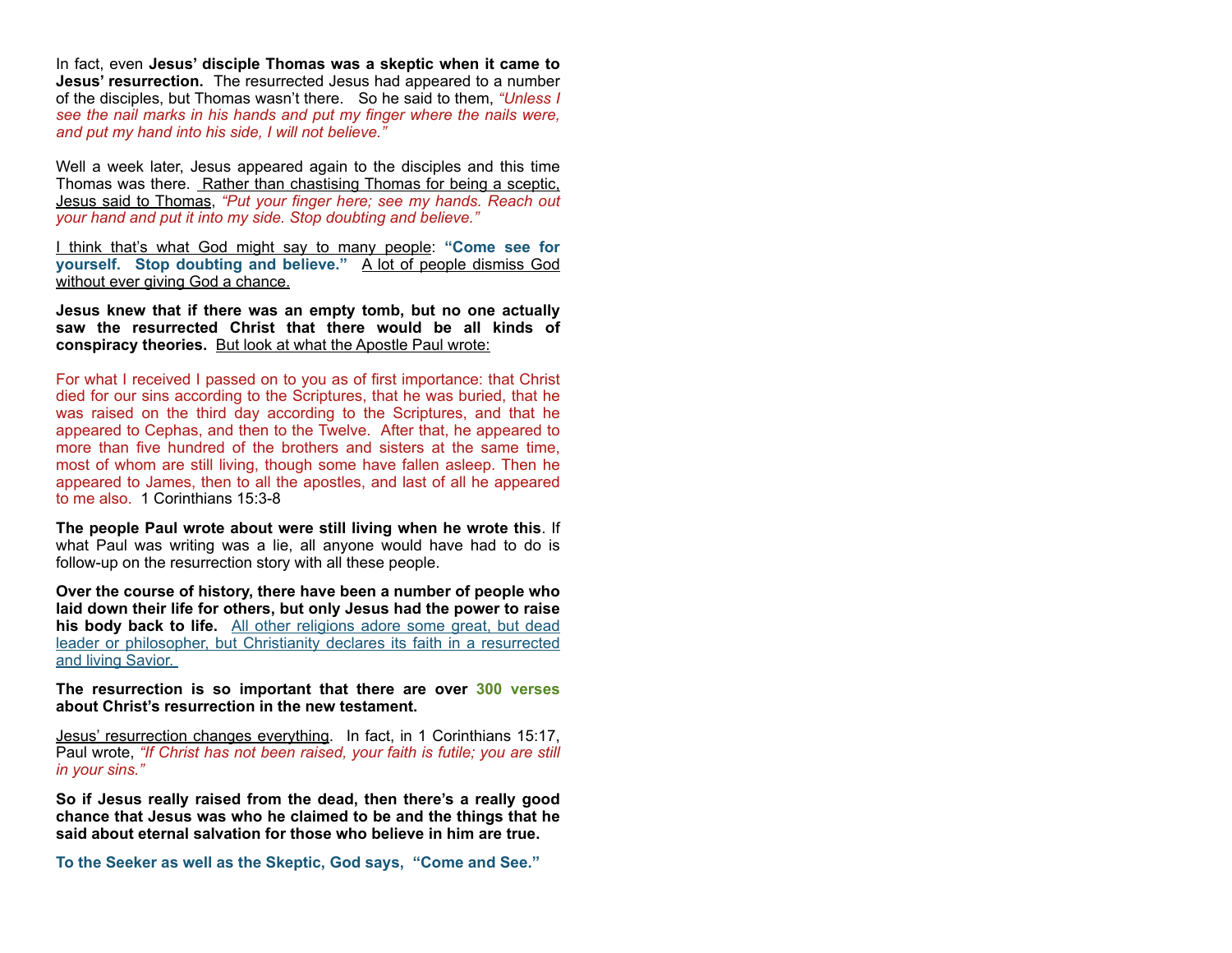In fact, even **Jesus' disciple Thomas was a skeptic when it came to Jesus' resurrection.** The resurrected Jesus had appeared to a number of the disciples, but Thomas wasn't there. So he said to them, *"Unless I see the nail marks in his hands and put my finger where the nails were, and put my hand into his side, I will not believe."*

Well a week later, Jesus appeared again to the disciples and this time Thomas was there. <u>Rather than chastising Thomas for being a sceptic, Jesus said to Thomas</u>, *"Put your finger here; see my hands. Reach out your hand and put it into my side. Stop doubting and believe."*

<u>I think that's what God might say to many people</u>: **"Come see for yourself. Stop doubting and believe."** <u>A lot of people dismiss God without ever giving God a chance.</u>

**Jesus knew that if there was an empty tomb, but no one actually saw the resurrected Christ that there would be all kinds of conspiracy theories.** <u>But look at what the Apostle Paul wrote:</u>

For what I received I passed on to you as of first importance: that Christ died for our sins according to the Scriptures, that he was buried, that he was raised on the third day according to the Scriptures, and that he appeared to Cephas, and then to the Twelve. After that, he appeared to more than five hundred of the brothers and sisters at the same time, most of whom are still living, though some have fallen asleep. Then he appeared to James, then to all the apostles, and last of all he appeared to me also. 1 Corinthians 15:3-8

**The people Paul wrote about were still living when he wrote this**. If what Paul was writing was a lie, all anyone would have had to do is follow-up on the resurrection story with all these people.

**Over the course of history, there have been a number of people who laid down their life for others, but only Jesus had the power to raise his body back to life.** <u>All other religions adore some great, but dead leader or philosopher, but Christianity declares its faith in a resurrected and living Savior.</u>

**The resurrection is so important that there are over 300 verses about Christ's resurrection in the new testament.**

<u>Jesus' resurrection changes everything</u>. In fact, in 1 Corinthians 15:17, Paul wrote, *"If Christ has not been raised, your faith is futile; you are still in your sins."*

**So if Jesus really raised from the dead, then there's a really good chance that Jesus was who he claimed to be and the things that he said about eternal salvation for those who believe in him are true.**

**To the Seeker as well as the Skeptic, God says, "Come and See."**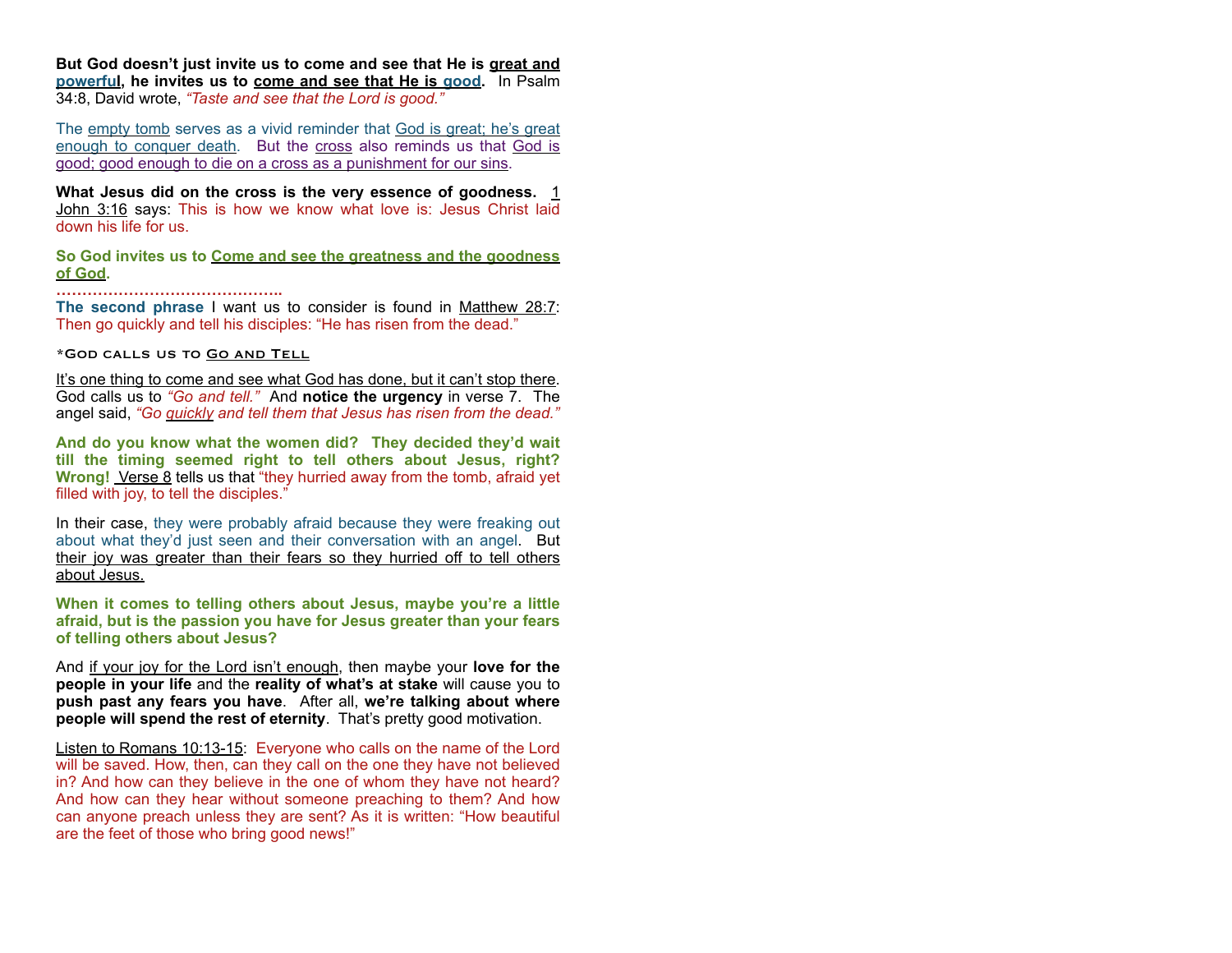**But God doesn't just invite us to come and see that He is great and powerful, he invites us to come and see that He is good.** In Psalm 34:8, David wrote, *"Taste and see that the Lord is good."*

The empty tomb serves as a vivid reminder that God is great; he's great enough to conquer death. But the cross also reminds us that God is good; good enough to die on a cross as a punishment for our sins.

**What Jesus did on the cross is the very essence of goodness.** 1 John 3:16 says: This is how we know what love is: Jesus Christ laid down his life for us.

**So God invites us to Come and see the greatness and the goodness of God.**

**……………………………………..**

**The second phrase** I want us to consider is found in Matthew 28:7: Then go quickly and tell his disciples: "He has risen from the dead."

*God calls us to Go and Tell

It's one thing to come and see what God has done, but it can't stop there. God calls us to *"Go and tell."* And **notice the urgency** in verse 7. The angel said, *"Go quickly and tell them that Jesus has risen from the dead."*

**And do you know what the women did? They decided they'd wait till the timing seemed right to tell others about Jesus, right? Wrong!** Verse 8 tells us that "they hurried away from the tomb, afraid yet filled with joy, to tell the disciples."

In their case, they were probably afraid because they were freaking out about what they'd just seen and their conversation with an angel. But their joy was greater than their fears so they hurried off to tell others about Jesus.

**When it comes to telling others about Jesus, maybe you're a little afraid, but is the passion you have for Jesus greater than your fears of telling others about Jesus?**

And if your joy for the Lord isn't enough, then maybe your **love for the people in your life** and the **reality of what's at stake** will cause you to **push past any fears you have**. After all, **we're talking about where people will spend the rest of eternity**. That's pretty good motivation.

Listen to Romans 10:13-15: Everyone who calls on the name of the Lord will be saved. How, then, can they call on the one they have not believed in? And how can they believe in the one of whom they have not heard? And how can they hear without someone preaching to them? And how can anyone preach unless they are sent? As it is written: "How beautiful are the feet of those who bring good news!"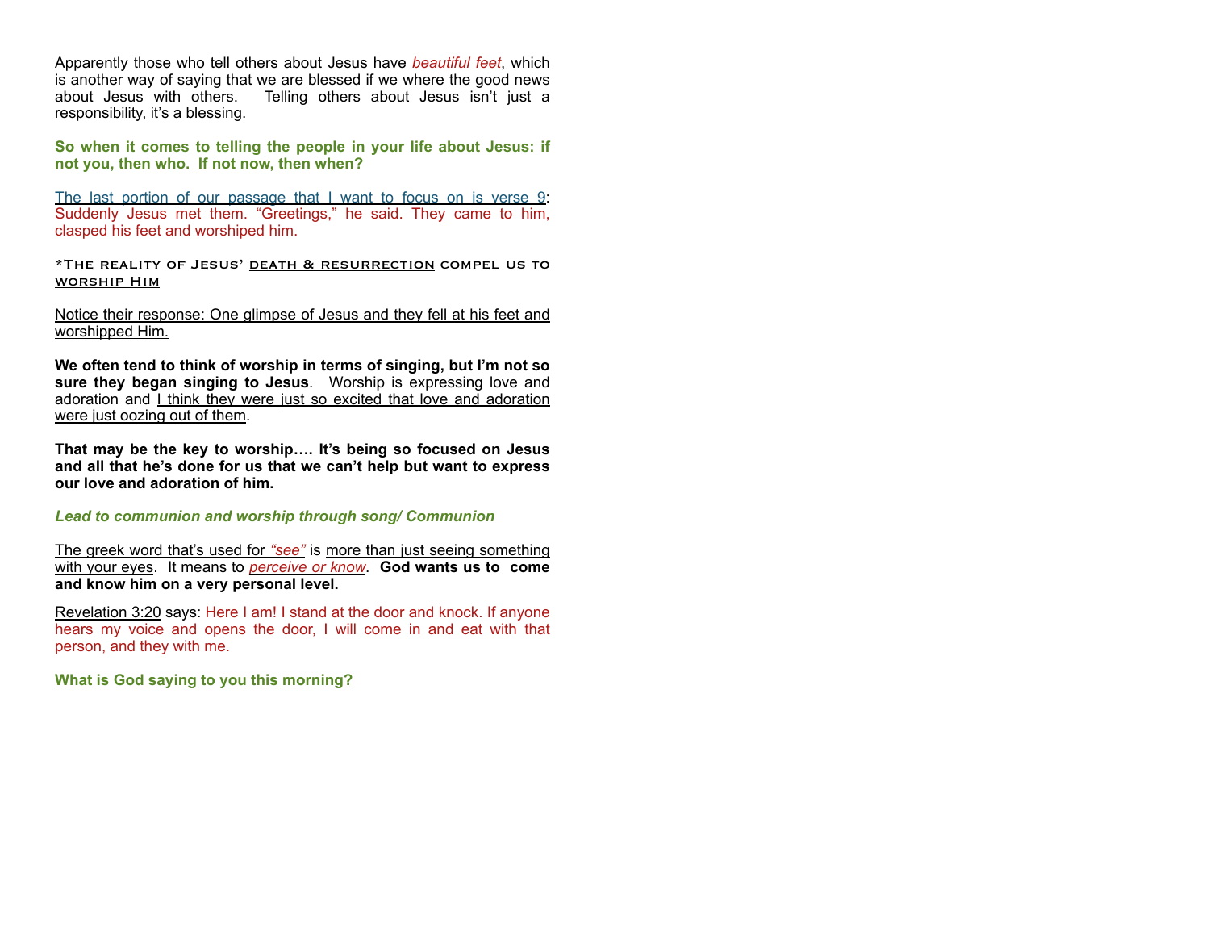Apparently those who tell others about Jesus have *beautiful feet*, which is another way of saying that we are blessed if we where the good news about Jesus with others. Telling others about Jesus isn't just a responsibility, it's a blessing.

**So when it comes to telling the people in your life about Jesus: if not you, then who. If not now, then when?**

<u>The last portion of our passage that I want to focus on is verse 9</u>: Suddenly Jesus met them. "Greetings," he said. They came to him, clasped his feet and worshiped him.

*THE REALITY OF JESUS' <u>DEATH & RESURRECTION</u> COMPEL US TO <u>WORSHIP HIM</u>

<u>Notice their response: One glimpse of Jesus and they fell at his feet and worshipped Him.</u>

**We often tend to think of worship in terms of singing, but I'm not so sure they began singing to Jesus**. Worship is expressing love and adoration and <u>I think they were just so excited that love and adoration were just oozing out of them</u>.

**That may be the key to worship…. It's being so focused on Jesus and all that he's done for us that we can't help but want to express our love and adoration of him.**

***Lead to communion and worship through song/ Communion***

<u>The greek word that's used for *"see"*</u> is <u>more than just seeing something with your eyes</u>. It means to <u>*perceive or know*</u>. **God wants us to come and know him on a very personal level.**

<u>Revelation 3:20</u> says: Here I am! I stand at the door and knock. If anyone hears my voice and opens the door, I will come in and eat with that person, and they with me.

**What is God saying to you this morning?**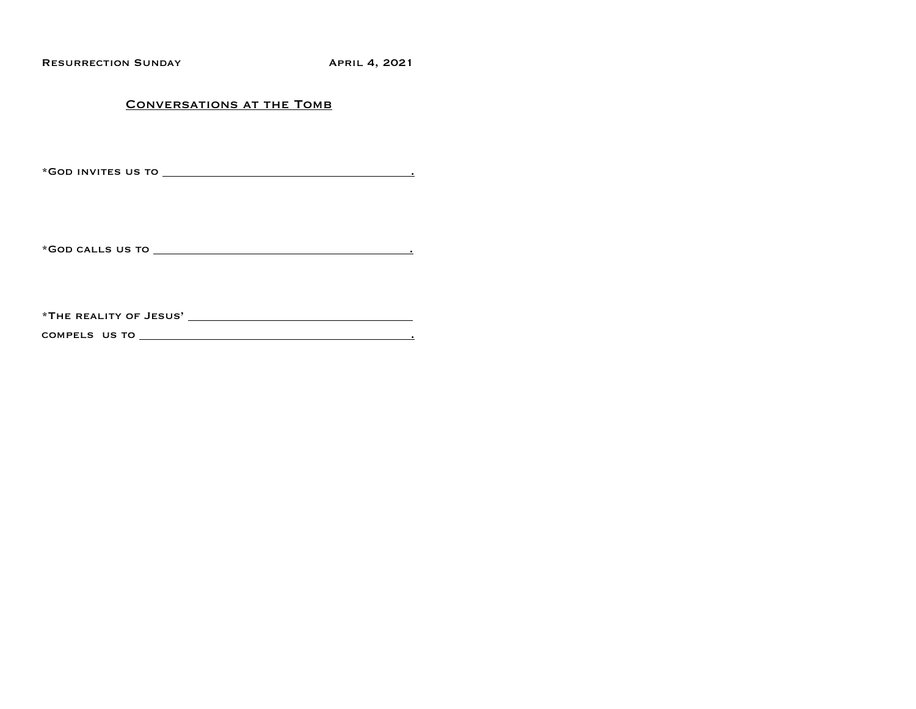Resurrection Sunday April 4, 2021

## Conversations at the Tomb

*God invites us to ________________________________________.

*God calls us to ________________________________________.

*The reality of Jesus' ____________________________________

compels us to __________________________________________.